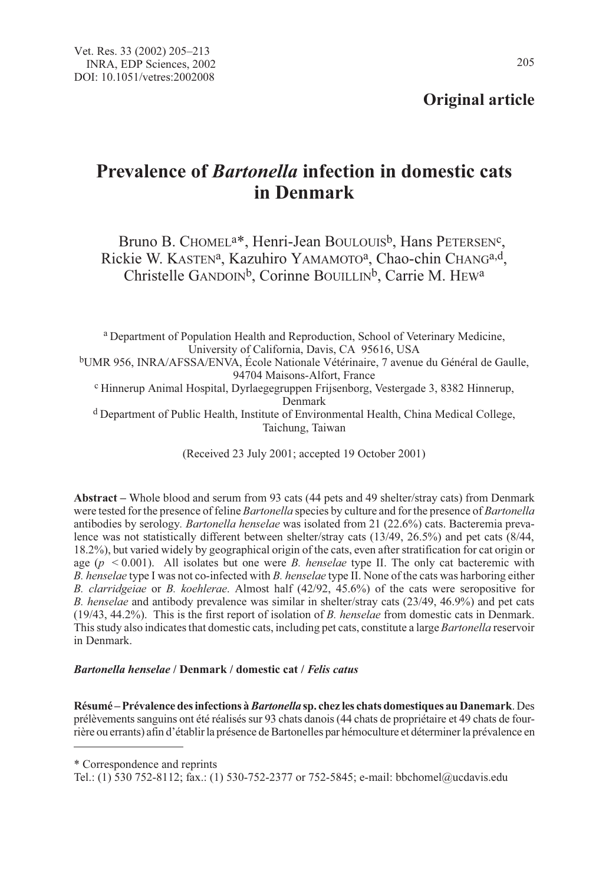**Original article**

# Prevalence of *Bartonella* infection in domestic cats in Denmark

Bruno B. CHOMEL[a]*, Henri-Jean BOULOUIS[b], Hans PETERSEN[c], Rickie W. KASTEN[a], Kazuhiro YAMAMOTO[a], Chao-chin CHANG[a,d], Christelle GANDOIN[b], Corinne BOUILLIN[b], Carrie M. HEW[a]

[a] Department of Population Health and Reproduction, School of Veterinary Medicine, University of California, Davis, CA 95616, USA

[b] UMR 956, INRA/AFSSA/ENVA, École Nationale Vétérinaire, 7 avenue du Général de Gaulle, 94704 Maisons-Alfort, France

[c] Hinnerup Animal Hospital, Dyrlaegegruppen Frijsenborg, Vestergade 3, 8382 Hinnerup, Denmark

[d] Department of Public Health, Institute of Environmental Health, China Medical College, Taichung, Taiwan

(Received 23 July 2001; accepted 19 October 2001)

**Abstract** – Whole blood and serum from 93 cats (44 pets and 49 shelter/stray cats) from Denmark were tested for the presence of feline *Bartonella* species by culture and for the presence of *Bartonella* antibodies by serology. *Bartonella henselae* was isolated from 21 (22.6%) cats. Bacteremia prevalence was not statistically different between shelter/stray cats (13/49, 26.5%) and pet cats (8/44, 18.2%), but varied widely by geographical origin of the cats, even after stratification for cat origin or age ($p < 0.001$). All isolates but one were *B. henselae* type II. The only cat bacteremic with *B. henselae* type I was not co-infected with *B. henselae* type II. None of the cats was harboring either *B. clarridgeiae* or *B. koehlerae*. Almost half (42/92, 45.6%) of the cats were seropositive for *B. henselae* and antibody prevalence was similar in shelter/stray cats (23/49, 46.9%) and pet cats (19/43, 44.2%). This is the first report of isolation of *B. henselae* from domestic cats in Denmark. This study also indicates that domestic cats, including pet cats, constitute a large *Bartonella* reservoir in Denmark.

***Bartonella henselae* / Denmark / domestic cat / *Felis catus***

**Résumé – Prévalence des infections à *Bartonella* sp. chez les chats domestiques au Danemark**. Des prélèvements sanguins ont été réalisés sur 93 chats danois (44 chats de propriétaire et 49 chats de fourrière ou errants) afin d'établir la présence de Bartonelles par hémoculture et déterminer la prévalence en

* Correspondence and reprints

Tel.: (1) 530 752-8112; fax.: (1) 530-752-2377 or 752-5845; e-mail: bbchomel@ucdavis.edu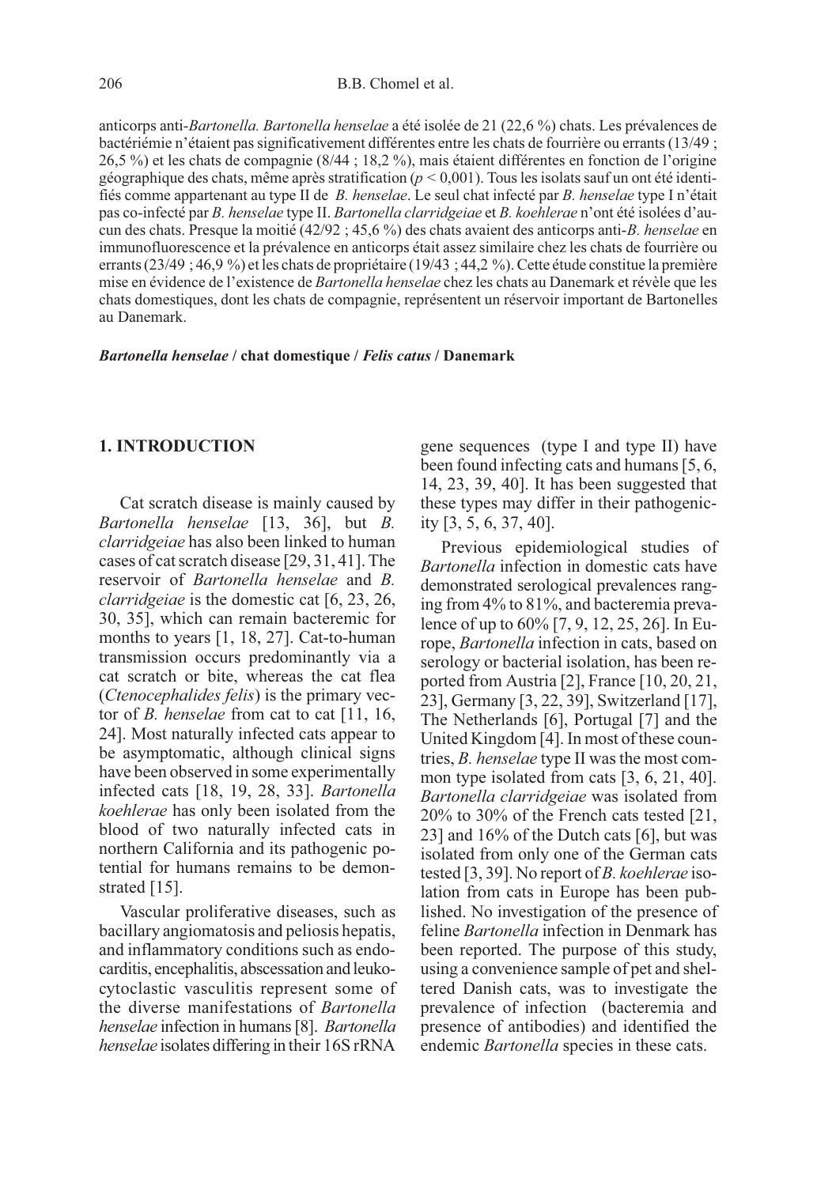anticorps anti-*Bartonella*. *Bartonella henselae* a été isolée de 21 (22,6 %) chats. Les prévalences de bactériémie n'étaient pas significativement différentes entre les chats de fourrière ou errants (13/49 ; 26,5 %) et les chats de compagnie (8/44 ; 18,2 %), mais étaient différentes en fonction de l'origine géographique des chats, même après stratification ($p < 0,001$). Tous les isolats sauf un ont été identifiés comme appartenant au type II de *B. henselae*. Le seul chat infecté par *B. henselae* type I n'était pas co-infecté par *B. henselae* type II. *Bartonella clarridgeiae* et *B. koehlerae* n'ont été isolées d'aucun des chats. Presque la moitié (42/92 ; 45,6 %) des chats avaient des anticorps anti-*B. henselae* en immunofluorescence et la prévalence en anticorps était assez similaire chez les chats de fourrière ou errants (23/49 ; 46,9 %) et les chats de propriétaire (19/43 ; 44,2 %). Cette étude constitue la première mise en évidence de l'existence de *Bartonella henselae* chez les chats au Danemark et révèle que les chats domestiques, dont les chats de compagnie, représentent un réservoir important de Bartonelles au Danemark.

***Bartonella henselae* / chat domestique / *Felis catus* / Danemark**

## 1. INTRODUCTION

Cat scratch disease is mainly caused by *Bartonella henselae* [13, 36], but *B. clarridgeiae* has also been linked to human cases of cat scratch disease [29, 31, 41]. The reservoir of *Bartonella henselae* and *B. clarridgeiae* is the domestic cat [6, 23, 26, 30, 35], which can remain bacteremic for months to years [1, 18, 27]. Cat-to-human transmission occurs predominantly via a cat scratch or bite, whereas the cat flea (*Ctenocephalides felis*) is the primary vector of *B. henselae* from cat to cat [11, 16, 24]. Most naturally infected cats appear to be asymptomatic, although clinical signs have been observed in some experimentally infected cats [18, 19, 28, 33]. *Bartonella koehlerae* has only been isolated from the blood of two naturally infected cats in northern California and its pathogenic potential for humans remains to be demonstrated [15].

Vascular proliferative diseases, such as bacillary angiomatosis and peliosis hepatis, and inflammatory conditions such as endocarditis, encephalitis, abscessation and leukocytoclastic vasculitis represent some of the diverse manifestations of *Bartonella henselae* infection in humans [8]. *Bartonella henselae* isolates differing in their 16S rRNA gene sequences (type I and type II) have been found infecting cats and humans [5, 6, 14, 23, 39, 40]. It has been suggested that these types may differ in their pathogenicity [3, 5, 6, 37, 40].

Previous epidemiological studies of *Bartonella* infection in domestic cats have demonstrated serological prevalences ranging from 4% to 81%, and bacteremia prevalence of up to 60% [7, 9, 12, 25, 26]. In Europe, *Bartonella* infection in cats, based on serology or bacterial isolation, has been reported from Austria [2], France [10, 20, 21, 23], Germany [3, 22, 39], Switzerland [17], The Netherlands [6], Portugal [7] and the United Kingdom [4]. In most of these countries, *B. henselae* type II was the most common type isolated from cats [3, 6, 21, 40]. *Bartonella clarridgeiae* was isolated from 20% to 30% of the French cats tested [21, 23] and 16% of the Dutch cats [6], but was isolated from only one of the German cats tested [3, 39]. No report of *B. koehlerae* isolation from cats in Europe has been published. No investigation of the presence of feline *Bartonella* infection in Denmark has been reported. The purpose of this study, using a convenience sample of pet and sheltered Danish cats, was to investigate the prevalence of infection (bacteremia and presence of antibodies) and identified the endemic *Bartonella* species in these cats.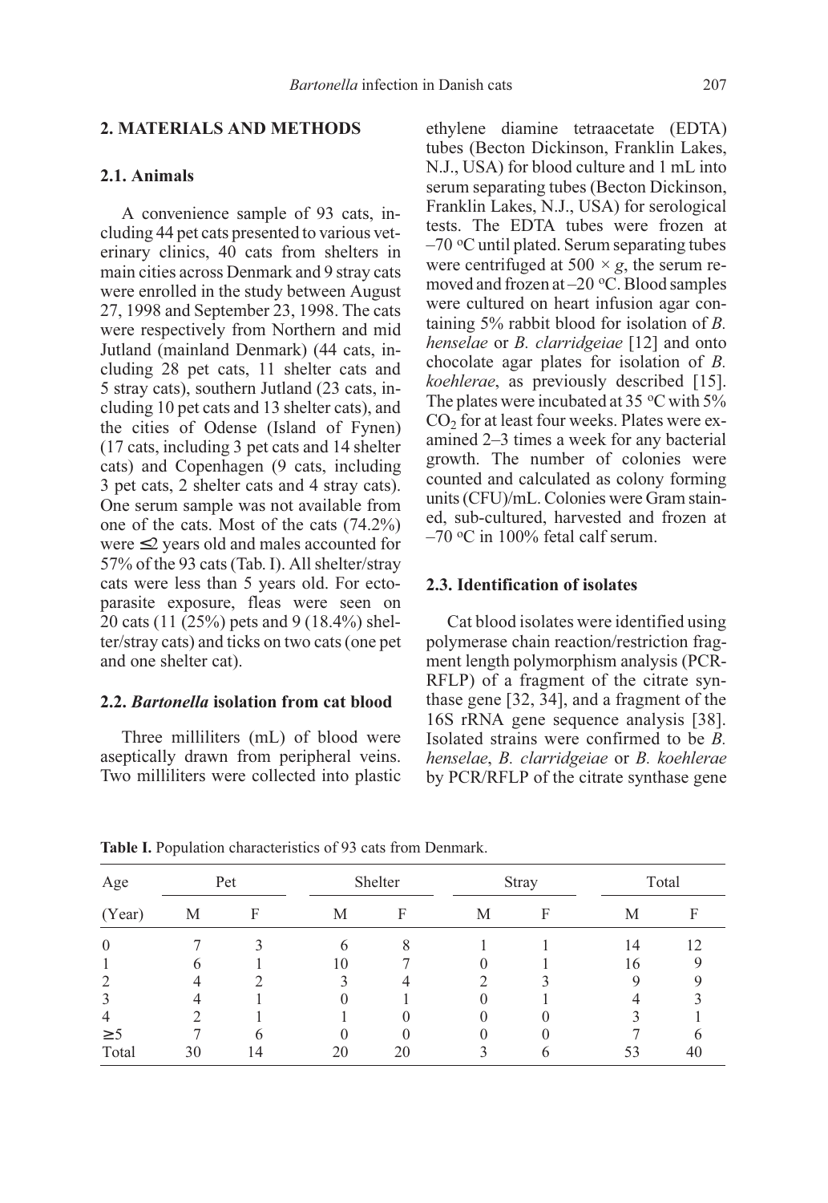## 2. MATERIALS AND METHODS

### 2.1. Animals

A convenience sample of 93 cats, including 44 pet cats presented to various veterinary clinics, 40 cats from shelters in main cities across Denmark and 9 stray cats were enrolled in the study between August 27, 1998 and September 23, 1998. The cats were respectively from Northern and mid Jutland (mainland Denmark) (44 cats, including 28 pet cats, 11 shelter cats and 5 stray cats), southern Jutland (23 cats, including 10 pet cats and 13 shelter cats), and the cities of Odense (Island of Fynen) (17 cats, including 3 pet cats and 14 shelter cats) and Copenhagen (9 cats, including 3 pet cats, 2 shelter cats and 4 stray cats). One serum sample was not available from one of the cats. Most of the cats (74.2%) were ≤2 years old and males accounted for 57% of the 93 cats (Tab. I). All shelter/stray cats were less than 5 years old. For ectoparasite exposure, fleas were seen on 20 cats (11 (25%) pets and 9 (18.4%) shelter/stray cats) and ticks on two cats (one pet and one shelter cat).

### 2.2. *Bartonella* isolation from cat blood

Three milliliters (mL) of blood were aseptically drawn from peripheral veins. Two milliliters were collected into plastic ethylene diamine tetraacetate (EDTA) tubes (Becton Dickinson, Franklin Lakes, N.J., USA) for blood culture and 1 mL into serum separating tubes (Becton Dickinson, Franklin Lakes, N.J., USA) for serological tests. The EDTA tubes were frozen at –70 °C until plated. Serum separating tubes were centrifuged at 500 × *g*, the serum removed and frozen at –20 °C. Blood samples were cultured on heart infusion agar containing 5% rabbit blood for isolation of *B. henselae* or *B. clarridgeiae* [12] and onto chocolate agar plates for isolation of *B. koehlerae*, as previously described [15]. The plates were incubated at 35 °C with 5% $CO_2$ for at least four weeks. Plates were examined 2–3 times a week for any bacterial growth. The number of colonies were counted and calculated as colony forming units (CFU)/mL. Colonies were Gram stained, sub-cultured, harvested and frozen at –70 °C in 100% fetal calf serum.

### 2.3. Identification of isolates

Cat blood isolates were identified using polymerase chain reaction/restriction fragment length polymorphism analysis (PCR-RFLP) of a fragment of the citrate synthase gene [32, 34], and a fragment of the 16S rRNA gene sequence analysis [38]. Isolated strains were confirmed to be *B. henselae*, *B. clarridgeiae* or *B. koehlerae* by PCR/RFLP of the citrate synthase gene

**Table I.** Population characteristics of 93 cats from Denmark.

| Age | Pet | | Shelter | | Stray | | Total | |
|---|---|---|---|---|---|---|---|---|
| (Year) | M | F | M | F | M | F | M | F |
| 0 | 7 | 3 | 6 | 8 | 1 | 1 | 14 | 12 |
| 1 | 6 | 1 | 10 | 7 | 0 | 1 | 16 | 9 |
| 2 | 4 | 2 | 3 | 4 | 2 | 3 | 9 | 9 |
| 3 | 4 | 1 | 0 | 1 | 0 | 1 | 4 | 3 |
| 4 | 2 | 1 | 1 | 0 | 0 | 0 | 3 | 1 |
| ≥5 | 7 | 6 | 0 | 0 | 0 | 0 | 7 | 6 |
| Total | 30 | 14 | 20 | 20 | 3 | 6 | 53 | 40 |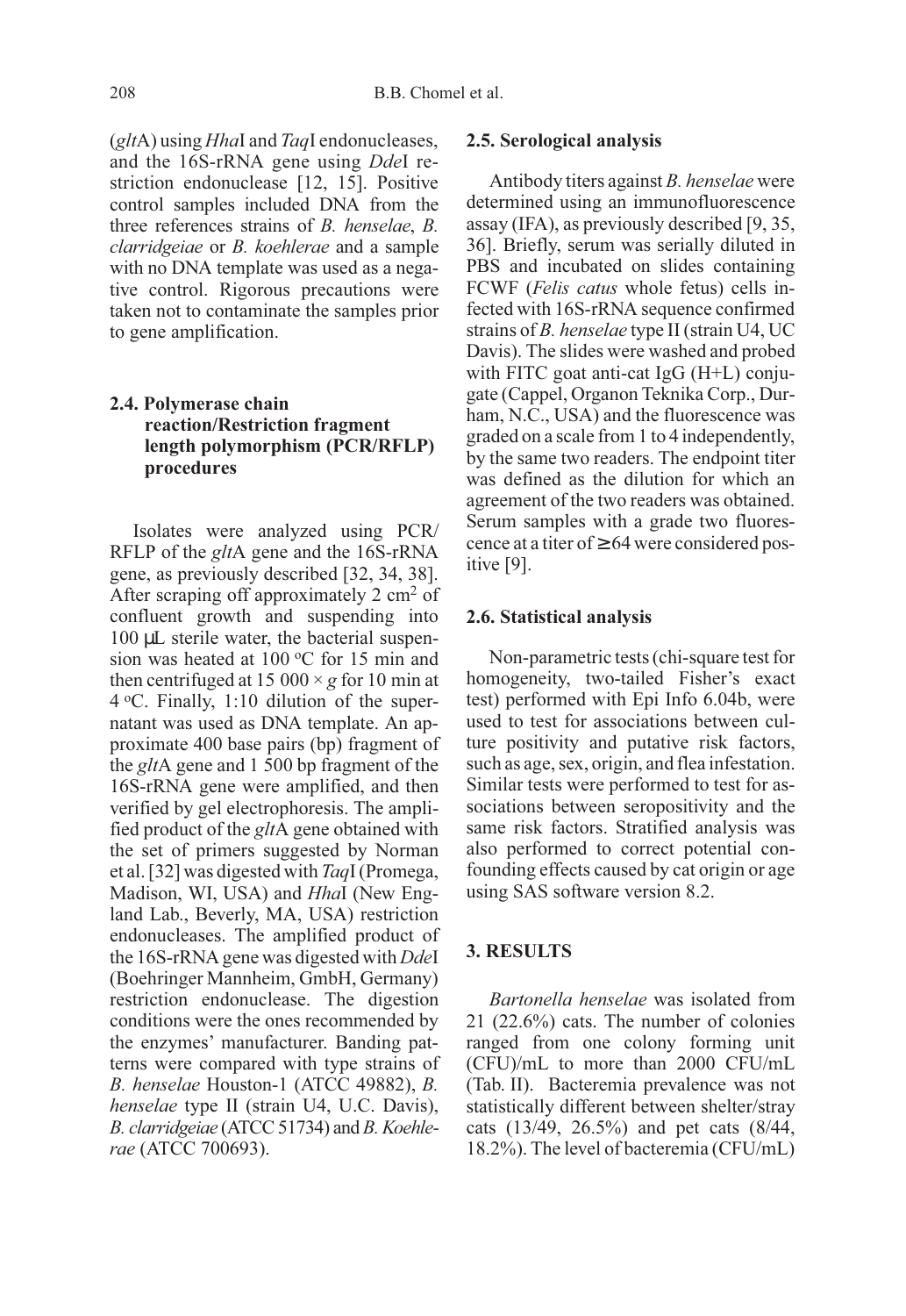(*glt*A) using *Hha*I and *Taq*I endonucleases, and the 16S-rRNA gene using *Dde*I restriction endonuclease [12, 15]. Positive control samples included DNA from the three references strains of *B. henselae*, *B. clarridgeiae* or *B. koehlerae* and a sample with no DNA template was used as a negative control. Rigorous precautions were taken not to contaminate the samples prior to gene amplification.

### 2.4. Polymerase chain reaction/Restriction fragment length polymorphism (PCR/RFLP) procedures

Isolates were analyzed using PCR/RFLP of the *glt*A gene and the 16S-rRNA gene, as previously described [32, 34, 38]. After scraping off approximately 2 $cm^2$ of confluent growth and suspending into 100 μL sterile water, the bacterial suspension was heated at 100 °C for 15 min and then centrifuged at 15 000 × *g* for 10 min at 4 °C. Finally, 1:10 dilution of the supernatant was used as DNA template. An approximate 400 base pairs (bp) fragment of the *glt*A gene and 1 500 bp fragment of the 16S-rRNA gene were amplified, and then verified by gel electrophoresis. The amplified product of the *glt*A gene obtained with the set of primers suggested by Norman et al. [32] was digested with *Taq*I (Promega, Madison, WI, USA) and *Hha*I (New England Lab., Beverly, MA, USA) restriction endonucleases. The amplified product of the 16S-rRNA gene was digested with *Dde*I (Boehringer Mannheim, GmbH, Germany) restriction endonuclease. The digestion conditions were the ones recommended by the enzymes' manufacturer. Banding patterns were compared with type strains of *B. henselae* Houston-1 (ATCC 49882), *B. henselae* type II (strain U4, U.C. Davis), *B. clarridgeiae* (ATCC 51734) and *B. Koehlerae* (ATCC 700693).

### 2.5. Serological analysis

Antibody titers against *B. henselae* were determined using an immunofluorescence assay (IFA), as previously described [9, 35, 36]. Briefly, serum was serially diluted in PBS and incubated on slides containing FCWF (*Felis catus* whole fetus) cells infected with 16S-rRNA sequence confirmed strains of *B. henselae* type II (strain U4, UC Davis). The slides were washed and probed with FITC goat anti-cat IgG (H+L) conjugate (Cappel, Organon Teknika Corp., Durham, N.C., USA) and the fluorescence was graded on a scale from 1 to 4 independently, by the same two readers. The endpoint titer was defined as the dilution for which an agreement of the two readers was obtained. Serum samples with a grade two fluorescence at a titer of ≥ 64 were considered positive [9].

### 2.6. Statistical analysis

Non-parametric tests (chi-square test for homogeneity, two-tailed Fisher's exact test) performed with Epi Info 6.04b, were used to test for associations between culture positivity and putative risk factors, such as age, sex, origin, and flea infestation. Similar tests were performed to test for associations between seropositivity and the same risk factors. Stratified analysis was also performed to correct potential confounding effects caused by cat origin or age using SAS software version 8.2.

## 3. RESULTS

*Bartonella henselae* was isolated from 21 (22.6%) cats. The number of colonies ranged from one colony forming unit (CFU)/mL to more than 2000 CFU/mL (Tab. II). Bacteremia prevalence was not statistically different between shelter/stray cats (13/49, 26.5%) and pet cats (8/44, 18.2%). The level of bacteremia (CFU/mL)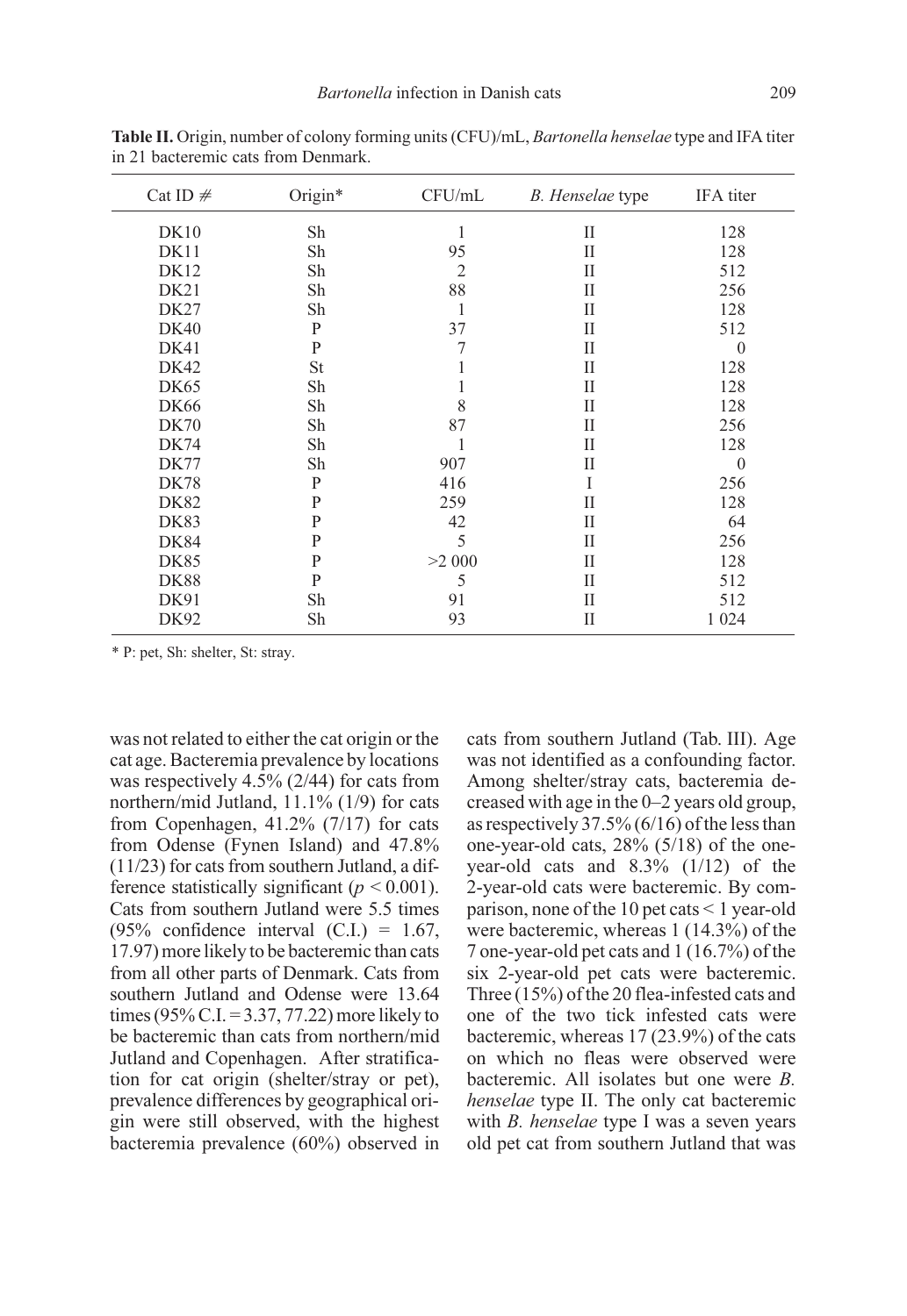**Table II.** Origin, number of colony forming units (CFU)/mL, *Bartonella henselae* type and IFA titer in 21 bacteremic cats from Denmark.

| Cat ID # | Origin* | CFU/mL | *B. Henselae* type | IFA titer |
|---|---|---|---|---|
| DK10 | Sh | 1 | II | 128 |
| DK11 | Sh | 95 | II | 128 |
| DK12 | Sh | 2 | II | 512 |
| DK21 | Sh | 88 | II | 256 |
| DK27 | Sh | 1 | II | 128 |
| DK40 | P | 37 | II | 512 |
| DK41 | P | 7 | II | 0 |
| DK42 | St | 1 | II | 128 |
| DK65 | Sh | 1 | II | 128 |
| DK66 | Sh | 8 | II | 128 |
| DK70 | Sh | 87 | II | 256 |
| DK74 | Sh | 1 | II | 128 |
| DK77 | Sh | 907 | II | 0 |
| DK78 | P | 416 | I | 256 |
| DK82 | P | 259 | II | 128 |
| DK83 | P | 42 | II | 64 |
| DK84 | P | 5 | II | 256 |
| DK85 | P | >2 000 | II | 128 |
| DK88 | P | 5 | II | 512 |
| DK91 | Sh | 91 | II | 512 |
| DK92 | Sh | 93 | II | 1 024 |

\* P: pet, Sh: shelter, St: stray.

was not related to either the cat origin or the cat age. Bacteremia prevalence by locations was respectively 4.5% (2/44) for cats from northern/mid Jutland, 11.1% (1/9) for cats from Copenhagen, 41.2% (7/17) for cats from Odense (Fynen Island) and 47.8% (11/23) for cats from southern Jutland, a difference statistically significant ($p < 0.001$). Cats from southern Jutland were 5.5 times (95% confidence interval (C.I.) = 1.67, 17.97) more likely to be bacteremic than cats from all other parts of Denmark. Cats from southern Jutland and Odense were 13.64 times (95% C.I. = 3.37, 77.22) more likely to be bacteremic than cats from northern/mid Jutland and Copenhagen. After stratification for cat origin (shelter/stray or pet), prevalence differences by geographical origin were still observed, with the highest bacteremia prevalence (60%) observed in cats from southern Jutland (Tab. III). Age was not identified as a confounding factor. Among shelter/stray cats, bacteremia decreased with age in the 0–2 years old group, as respectively 37.5% (6/16) of the less than one-year-old cats, 28% (5/18) of the one-year-old cats and 8.3% (1/12) of the 2-year-old cats were bacteremic. By comparison, none of the 10 pet cats < 1 year-old were bacteremic, whereas 1 (14.3%) of the 7 one-year-old pet cats and 1 (16.7%) of the six 2-year-old pet cats were bacteremic. Three (15%) of the 20 flea-infested cats and one of the two tick infested cats were bacteremic, whereas 17 (23.9%) of the cats on which no fleas were observed were bacteremic. All isolates but one were *B. henselae* type II. The only cat bacteremic with *B. henselae* type I was a seven years old pet cat from southern Jutland that was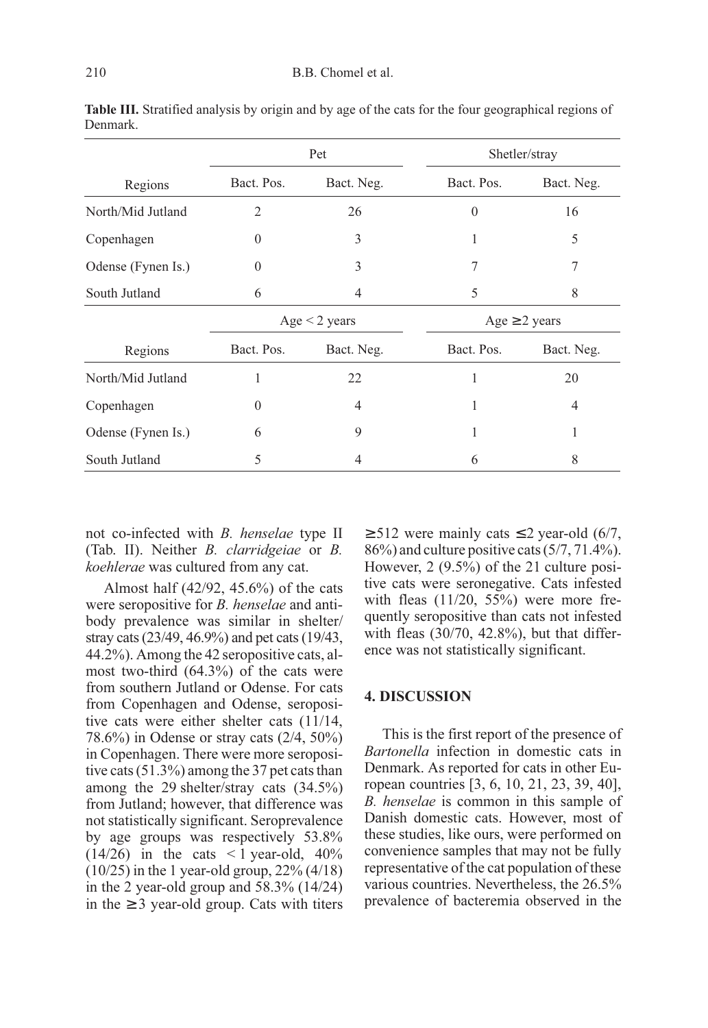**Table III.** Stratified analysis by origin and by age of the cats for the four geographical regions of Denmark.

| Regions | Pet | | Shetler/stray | |
|---|---|---|---|---|
| | Bact. Pos. | Bact. Neg. | Bact. Pos. | Bact. Neg. |
| North/Mid Jutland | 2 | 26 | 0 | 16 |
| Copenhagen | 0 | 3 | 1 | 5 |
| Odense (Fynen Is.) | 0 | 3 | 7 | 7 |
| South Jutland | 6 | 4 | 5 | 8 |
| | Age < 2 years | | Age ≥ 2 years | |
| Regions | Bact. Pos. | Bact. Neg. | Bact. Pos. | Bact. Neg. |
| North/Mid Jutland | 1 | 22 | 1 | 20 |
| Copenhagen | 0 | 4 | 1 | 4 |
| Odense (Fynen Is.) | 6 | 9 | 1 | 1 |
| South Jutland | 5 | 4 | 6 | 8 |

not co-infected with *B. henselae* type II (Tab. II). Neither *B. clarridgeiae* or *B. koehlerae* was cultured from any cat.

Almost half (42/92, 45.6%) of the cats were seropositive for *B. henselae* and antibody prevalence was similar in shelter/stray cats (23/49, 46.9%) and pet cats (19/43, 44.2%). Among the 42 seropositive cats, almost two-third (64.3%) of the cats were from southern Jutland or Odense. For cats from Copenhagen and Odense, seropositive cats were either shelter cats (11/14, 78.6%) in Odense or stray cats (2/4, 50%) in Copenhagen. There were more seropositive cats (51.3%) among the 37 pet cats than among the 29 shelter/stray cats (34.5%) from Jutland; however, that difference was not statistically significant. Seroprevalence by age groups was respectively 53.8% (14/26) in the cats < 1 year-old, 40% (10/25) in the 1 year-old group, 22% (4/18) in the 2 year-old group and 58.3% (14/24) in the ≥ 3 year-old group. Cats with titers ≥ 512 were mainly cats ≤ 2 year-old (6/7, 86%) and culture positive cats (5/7, 71.4%). However, 2 (9.5%) of the 21 culture positive cats were seronegative. Cats infested with fleas (11/20, 55%) were more frequently seropositive than cats not infested with fleas (30/70, 42.8%), but that difference was not statistically significant.

## 4. DISCUSSION

This is the first report of the presence of *Bartonella* infection in domestic cats in Denmark. As reported for cats in other European countries [3, 6, 10, 21, 23, 39, 40], *B. henselae* is common in this sample of Danish domestic cats. However, most of these studies, like ours, were performed on convenience samples that may not be fully representative of the cat population of these various countries. Nevertheless, the 26.5% prevalence of bacteremia observed in the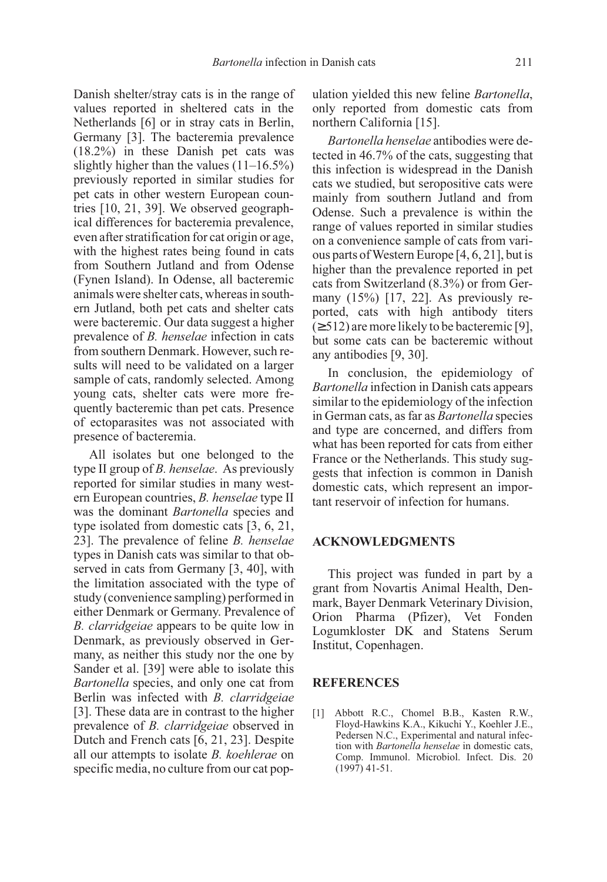Danish shelter/stray cats is in the range of values reported in sheltered cats in the Netherlands [6] or in stray cats in Berlin, Germany [3]. The bacteremia prevalence (18.2%) in these Danish pet cats was slightly higher than the values (11–16.5%) previously reported in similar studies for pet cats in other western European countries [10, 21, 39]. We observed geographical differences for bacteremia prevalence, even after stratification for cat origin or age, with the highest rates being found in cats from Southern Jutland and from Odense (Fynen Island). In Odense, all bacteremic animals were shelter cats, whereas in southern Jutland, both pet cats and shelter cats were bacteremic. Our data suggest a higher prevalence of *B. henselae* infection in cats from southern Denmark. However, such results will need to be validated on a larger sample of cats, randomly selected. Among young cats, shelter cats were more frequently bacteremic than pet cats. Presence of ectoparasites was not associated with presence of bacteremia.

All isolates but one belonged to the type II group of *B. henselae*. As previously reported for similar studies in many western European countries, *B. henselae* type II was the dominant *Bartonella* species and type isolated from domestic cats [3, 6, 21, 23]. The prevalence of feline *B. henselae* types in Danish cats was similar to that observed in cats from Germany [3, 40], with the limitation associated with the type of study (convenience sampling) performed in either Denmark or Germany. Prevalence of *B. clarridgeiae* appears to be quite low in Denmark, as previously observed in Germany, as neither this study nor the one by Sander et al. [39] were able to isolate this *Bartonella* species, and only one cat from Berlin was infected with *B. clarridgeiae* [3]. These data are in contrast to the higher prevalence of *B. clarridgeiae* observed in Dutch and French cats [6, 21, 23]. Despite all our attempts to isolate *B. koehlerae* on specific media, no culture from our cat population yielded this new feline *Bartonella*, only reported from domestic cats from northern California [15].

*Bartonella henselae* antibodies were detected in 46.7% of the cats, suggesting that this infection is widespread in the Danish cats we studied, but seropositive cats were mainly from southern Jutland and from Odense. Such a prevalence is within the range of values reported in similar studies on a convenience sample of cats from various parts of Western Europe [4, 6, 21], but is higher than the prevalence reported in pet cats from Switzerland (8.3%) or from Germany (15%) [17, 22]. As previously reported, cats with high antibody titers (≥512) are more likely to be bacteremic [9], but some cats can be bacteremic without any antibodies [9, 30].

In conclusion, the epidemiology of *Bartonella* infection in Danish cats appears similar to the epidemiology of the infection in German cats, as far as *Bartonella* species and type are concerned, and differs from what has been reported for cats from either France or the Netherlands. This study suggests that infection is common in Danish domestic cats, which represent an important reservoir of infection for humans.

## ACKNOWLEDGMENTS

This project was funded in part by a grant from Novartis Animal Health, Denmark, Bayer Denmark Veterinary Division, Orion Pharma (Pfizer), Vet Fonden Logumkloster DK and Statens Serum Institut, Copenhagen.

## REFERENCES

[1] Abbott R.C., Chomel B.B., Kasten R.W., Floyd-Hawkins K.A., Kikuchi Y., Koehler J.E., Pedersen N.C., Experimental and natural infection with *Bartonella henselae* in domestic cats, Comp. Immunol. Microbiol. Infect. Dis. 20 (1997) 41-51.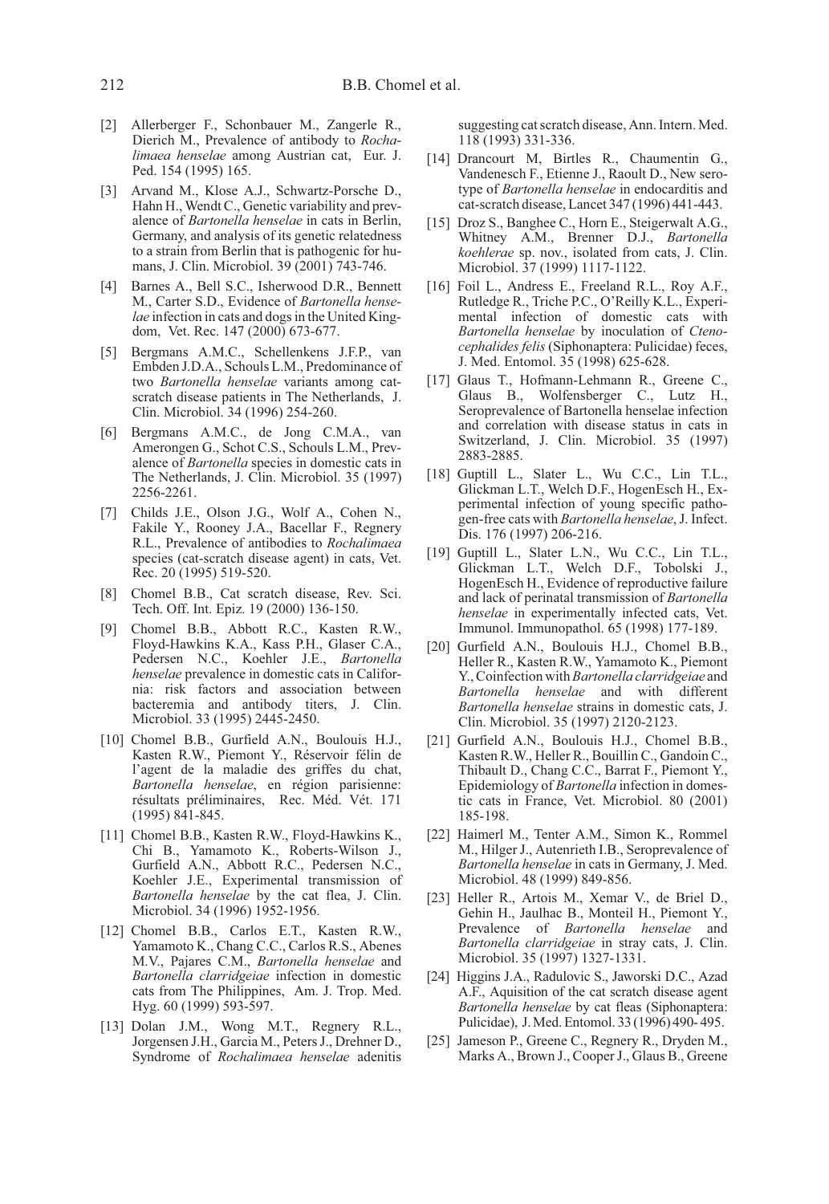[2] Allerberger F., Schonbauer M., Zangerle R., Dierich M., Prevalence of antibody to *Rochalimaea henselae* among Austrian cat, Eur. J. Ped. 154 (1995) 165.

[3] Arvand M., Klose A.J., Schwartz-Porsche D., Hahn H., Wendt C., Genetic variability and prevalence of *Bartonella henselae* in cats in Berlin, Germany, and analysis of its genetic relatedness to a strain from Berlin that is pathogenic for humans, J. Clin. Microbiol. 39 (2001) 743-746.

[4] Barnes A., Bell S.C., Isherwood D.R., Bennett M., Carter S.D., Evidence of *Bartonella henselae* infection in cats and dogs in the United Kingdom, Vet. Rec. 147 (2000) 673-677.

[5] Bergmans A.M.C., Schellenkens J.F.P., van Embden J.D.A., Schouls L.M., Predominance of two *Bartonella henselae* variants among cat-scratch disease patients in The Netherlands, J. Clin. Microbiol. 34 (1996) 254-260.

[6] Bergmans A.M.C., de Jong C.M.A., van Amerongen G., Schot C.S., Schouls L.M., Prevalence of *Bartonella* species in domestic cats in The Netherlands, J. Clin. Microbiol. 35 (1997) 2256-2261.

[7] Childs J.E., Olson J.G., Wolf A., Cohen N., Fakile Y., Rooney J.A., Bacellar F., Regnery R.L., Prevalence of antibodies to *Rochalimaea* species (cat-scratch disease agent) in cats, Vet. Rec. 20 (1995) 519-520.

[8] Chomel B.B., Cat scratch disease, Rev. Sci. Tech. Off. Int. Epiz. 19 (2000) 136-150.

[9] Chomel B.B., Abbott R.C., Kasten R.W., Floyd-Hawkins K.A., Kass P.H., Glaser C.A., Pedersen N.C., Koehler J.E., *Bartonella henselae* prevalence in domestic cats in California: risk factors and association between bacteremia and antibody titers, J. Clin. Microbiol. 33 (1995) 2445-2450.

[10] Chomel B.B., Gurfield A.N., Boulouis H.J., Kasten R.W., Piemont Y., Réservoir félin de l'agent de la maladie des griffes du chat, *Bartonella henselae*, en région parisienne: résultats préliminaires, Rec. Méd. Vét. 171 (1995) 841-845.

[11] Chomel B.B., Kasten R.W., Floyd-Hawkins K., Chi B., Yamamoto K., Roberts-Wilson J., Gurfield A.N., Abbott R.C., Pedersen N.C., Koehler J.E., Experimental transmission of *Bartonella henselae* by the cat flea, J. Clin. Microbiol. 34 (1996) 1952-1956.

[12] Chomel B.B., Carlos E.T., Kasten R.W., Yamamoto K., Chang C.C., Carlos R.S., Abenes M.V., Pajares C.M., *Bartonella henselae* and *Bartonella clarridgeiae* infection in domestic cats from The Philippines, Am. J. Trop. Med. Hyg. 60 (1999) 593-597.

[13] Dolan J.M., Wong M.T., Regnery R.L., Jorgensen J.H., Garcia M., Peters J., Drehner D., Syndrome of *Rochalimaea henselae* adenitis suggesting cat scratch disease, Ann. Intern. Med. 118 (1993) 331-336.

[14] Drancourt M, Birtles R., Chaumentin G., Vandenesch F., Etienne J., Raoult D., New serotype of *Bartonella henselae* in endocarditis and cat-scratch disease, Lancet 347 (1996) 441-443.

[15] Droz S., Banghee C., Horn E., Steigerwalt A.G., Whitney A.M., Brenner D.J., *Bartonella koehlerae* sp. nov., isolated from cats, J. Clin. Microbiol. 37 (1999) 1117-1122.

[16] Foil L., Andress E., Freeland R.L., Roy A.F., Rutledge R., Triche P.C., O'Reilly K.L., Experimental infection of domestic cats with *Bartonella henselae* by inoculation of *Ctenocephalides felis* (Siphonaptera: Pulicidae) feces, J. Med. Entomol. 35 (1998) 625-628.

[17] Glaus T., Hofmann-Lehmann R., Greene C., Glaus B., Wolfensberger C., Lutz H., Seroprevalence of Bartonella henselae infection and correlation with disease status in cats in Switzerland, J. Clin. Microbiol. 35 (1997) 2883-2885.

[18] Guptill L., Slater L., Wu C.C., Lin T.L., Glickman L.T., Welch D.F., HogenEsch H., Experimental infection of young specific pathogen-free cats with *Bartonella henselae*, J. Infect. Dis. 176 (1997) 206-216.

[19] Guptill L., Slater L.N., Wu C.C., Lin T.L., Glickman L.T., Welch D.F., Tobolski J., HogenEsch H., Evidence of reproductive failure and lack of perinatal transmission of *Bartonella henselae* in experimentally infected cats, Vet. Immunol. Immunopathol. 65 (1998) 177-189.

[20] Gurfield A.N., Boulouis H.J., Chomel B.B., Heller R., Kasten R.W., Yamamoto K., Piemont Y., Coinfection with *Bartonella clarridgeiae* and *Bartonella henselae* and with different *Bartonella henselae* strains in domestic cats, J. Clin. Microbiol. 35 (1997) 2120-2123.

[21] Gurfield A.N., Boulouis H.J., Chomel B.B., Kasten R.W., Heller R., Bouillin C., Gandoin C., Thibault D., Chang C.C., Barrat F., Piemont Y., Epidemiology of *Bartonella* infection in domestic cats in France, Vet. Microbiol. 80 (2001) 185-198.

[22] Haimerl M., Tenter A.M., Simon K., Rommel M., Hilger J., Autenrieth I.B., Seroprevalence of *Bartonella henselae* in cats in Germany, J. Med. Microbiol. 48 (1999) 849-856.

[23] Heller R., Artois M., Xemar V., de Briel D., Gehin H., Jaulhac B., Monteil H., Piemont Y., Prevalence of *Bartonella henselae* and *Bartonella clarridgeiae* in stray cats, J. Clin. Microbiol. 35 (1997) 1327-1331.

[24] Higgins J.A., Radulovic S., Jaworski D.C., Azad A.F., Aquisition of the cat scratch disease agent *Bartonella henselae* by cat fleas (Siphonaptera: Pulicidae), J. Med. Entomol. 33 (1996) 490- 495.

[25] Jameson P., Greene C., Regnery R., Dryden M., Marks A., Brown J., Cooper J., Glaus B., Greene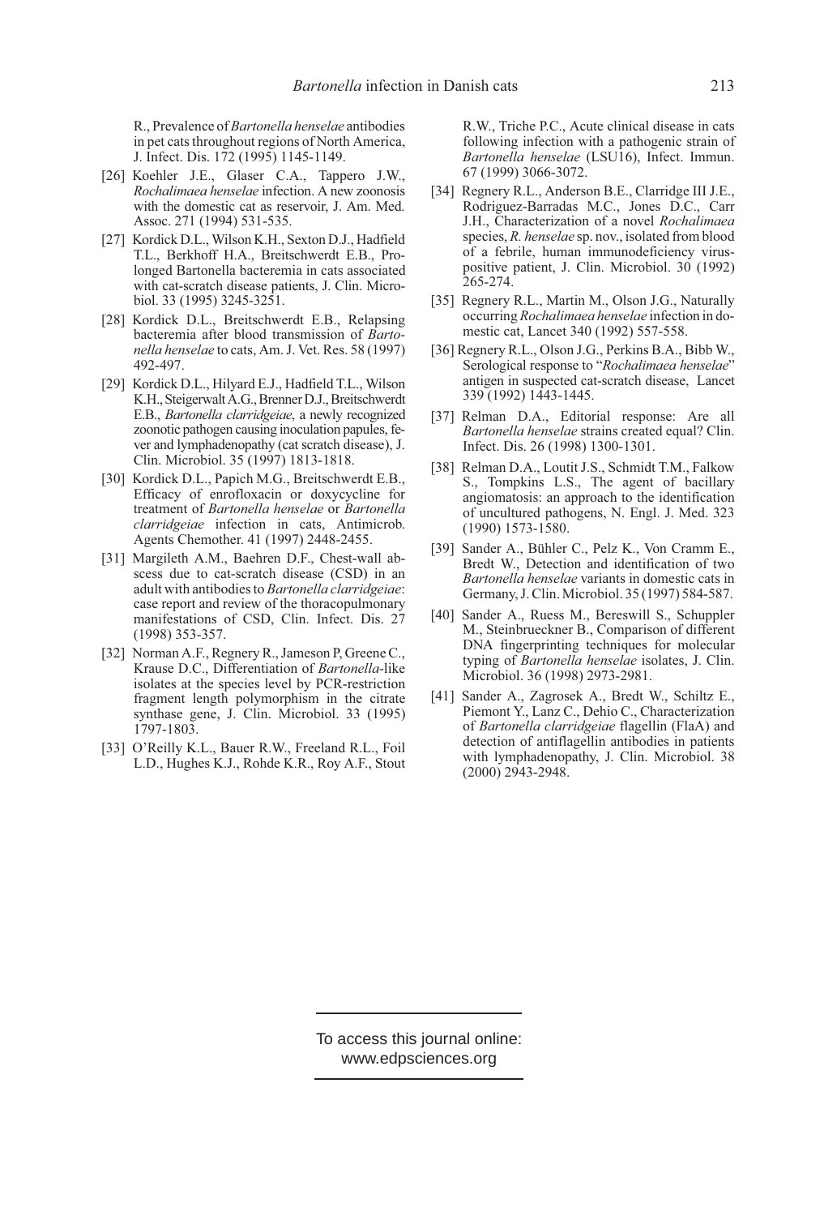R., Prevalence of *Bartonella henselae* antibodies in pet cats throughout regions of North America, J. Infect. Dis. 172 (1995) 1145-1149.

[26] Koehler J.E., Glaser C.A., Tappero J.W., *Rochalimaea henselae* infection. A new zoonosis with the domestic cat as reservoir, J. Am. Med. Assoc. 271 (1994) 531-535.

[27] Kordick D.L., Wilson K.H., Sexton D.J., Hadfield T.L., Berkhoff H.A., Breitschwerdt E.B., Prolonged Bartonella bacteremia in cats associated with cat-scratch disease patients, J. Clin. Microbiol. 33 (1995) 3245-3251.

[28] Kordick D.L., Breitschwerdt E.B., Relapsing bacteremia after blood transmission of *Bartonella henselae* to cats, Am. J. Vet. Res. 58 (1997) 492-497.

[29] Kordick D.L., Hilyard E.J., Hadfield T.L., Wilson K.H., Steigerwalt A.G., Brenner D.J., Breitschwerdt E.B., *Bartonella clarridgeiae*, a newly recognized zoonotic pathogen causing inoculation papules, fever and lymphadenopathy (cat scratch disease), J. Clin. Microbiol. 35 (1997) 1813-1818.

[30] Kordick D.L., Papich M.G., Breitschwerdt E.B., Efficacy of enrofloxacin or doxycycline for treatment of *Bartonella henselae* or *Bartonella clarridgeiae* infection in cats, Antimicrob. Agents Chemother. 41 (1997) 2448-2455.

[31] Margileth A.M., Baehren D.F., Chest-wall abscess due to cat-scratch disease (CSD) in an adult with antibodies to *Bartonella clarridgeiae*: case report and review of the thoracopulmonary manifestations of CSD, Clin. Infect. Dis. 27 (1998) 353-357.

[32] Norman A.F., Regnery R., Jameson P, Greene C., Krause D.C., Differentiation of *Bartonella*-like isolates at the species level by PCR-restriction fragment length polymorphism in the citrate synthase gene, J. Clin. Microbiol. 33 (1995) 1797-1803.

[33] O'Reilly K.L., Bauer R.W., Freeland R.L., Foil L.D., Hughes K.J., Rohde K.R., Roy A.F., Stout R.W., Triche P.C., Acute clinical disease in cats following infection with a pathogenic strain of *Bartonella henselae* (LSU16), Infect. Immun. 67 (1999) 3066-3072.

[34] Regnery R.L., Anderson B.E., Clarridge III J.E., Rodriguez-Barradas M.C., Jones D.C., Carr J.H., Characterization of a novel *Rochalimaea* species, *R. henselae* sp. nov., isolated from blood of a febrile, human immunodeficiency virus-positive patient, J. Clin. Microbiol. 30 (1992) 265-274.

[35] Regnery R.L., Martin M., Olson J.G., Naturally occurring *Rochalimaea henselae* infection in domestic cat, Lancet 340 (1992) 557-558.

[36] Regnery R.L., Olson J.G., Perkins B.A., Bibb W., Serological response to "*Rochalimaea henselae*" antigen in suspected cat-scratch disease, Lancet 339 (1992) 1443-1445.

[37] Relman D.A., Editorial response: Are all *Bartonella henselae* strains created equal? Clin. Infect. Dis. 26 (1998) 1300-1301.

[38] Relman D.A., Loutit J.S., Schmidt T.M., Falkow S., Tompkins L.S., The agent of bacillary angiomatosis: an approach to the identification of uncultured pathogens, N. Engl. J. Med. 323 (1990) 1573-1580.

[39] Sander A., Bühler C., Pelz K., Von Cramm E., Bredt W., Detection and identification of two *Bartonella henselae* variants in domestic cats in Germany, J. Clin. Microbiol. 35 (1997) 584-587.

[40] Sander A., Ruess M., Bereswill S., Schuppler M., Steinbrueckner B., Comparison of different DNA fingerprinting techniques for molecular typing of *Bartonella henselae* isolates, J. Clin. Microbiol. 36 (1998) 2973-2981.

[41] Sander A., Zagrosek A., Bredt W., Schiltz E., Piemont Y., Lanz C., Dehio C., Characterization of *Bartonella clarridgeiae* flagellin (FlaA) and detection of antiflagellin antibodies in patients with lymphadenopathy, J. Clin. Microbiol. 38 (2000) 2943-2948.

To access this journal online:
www.edpsciences.org